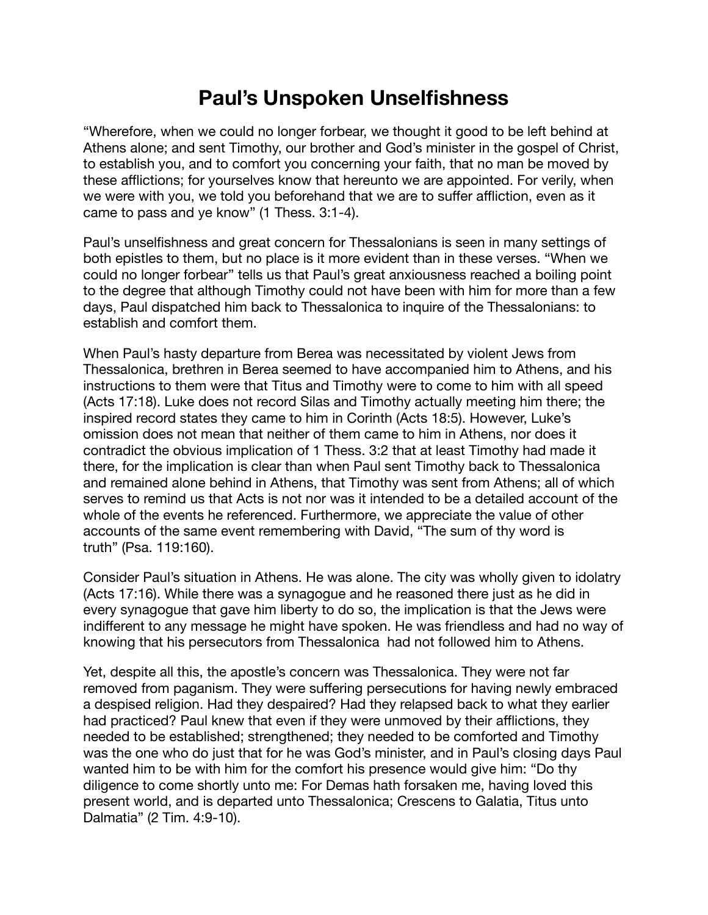# Paul's Unspoken Unselfishness

"Wherefore, when we could no longer forbear, we thought it good to be left behind at Athens alone; and sent Timothy, our brother and God's minister in the gospel of Christ, to establish you, and to comfort you concerning your faith, that no man be moved by these afflictions; for yourselves know that hereunto we are appointed. For verily, when we were with you, we told you beforehand that we are to suffer affliction, even as it came to pass and ye know" (1 Thess. 3:1-4).

Paul's unselfishness and great concern for Thessalonians is seen in many settings of both epistles to them, but no place is it more evident than in these verses. "When we could no longer forbear" tells us that Paul's great anxiousness reached a boiling point to the degree that although Timothy could not have been with him for more than a few days, Paul dispatched him back to Thessalonica to inquire of the Thessalonians: to establish and comfort them.

When Paul's hasty departure from Berea was necessitated by violent Jews from Thessalonica, brethren in Berea seemed to have accompanied him to Athens, and his instructions to them were that Titus and Timothy were to come to him with all speed (Acts 17:18). Luke does not record Silas and Timothy actually meeting him there; the inspired record states they came to him in Corinth (Acts 18:5). However, Luke's omission does not mean that neither of them came to him in Athens, nor does it contradict the obvious implication of 1 Thess. 3:2 that at least Timothy had made it there, for the implication is clear than when Paul sent Timothy back to Thessalonica and remained alone behind in Athens, that Timothy was sent from Athens; all of which serves to remind us that Acts is not nor was it intended to be a detailed account of the whole of the events he referenced. Furthermore, we appreciate the value of other accounts of the same event remembering with David, "The sum of thy word is truth" (Psa. 119:160).

Consider Paul's situation in Athens. He was alone. The city was wholly given to idolatry (Acts 17:16). While there was a synagogue and he reasoned there just as he did in every synagogue that gave him liberty to do so, the implication is that the Jews were indifferent to any message he might have spoken. He was friendless and had no way of knowing that his persecutors from Thessalonica had not followed him to Athens.

Yet, despite all this, the apostle's concern was Thessalonica. They were not far removed from paganism. They were suffering persecutions for having newly embraced a despised religion. Had they despaired? Had they relapsed back to what they earlier had practiced? Paul knew that even if they were unmoved by their afflictions, they needed to be established; strengthened; they needed to be comforted and Timothy was the one who do just that for he was God's minister, and in Paul's closing days Paul wanted him to be with him for the comfort his presence would give him: "Do thy diligence to come shortly unto me: For Demas hath forsaken me, having loved this present world, and is departed unto Thessalonica; Crescens to Galatia, Titus unto Dalmatia" (2 Tim. 4:9-10).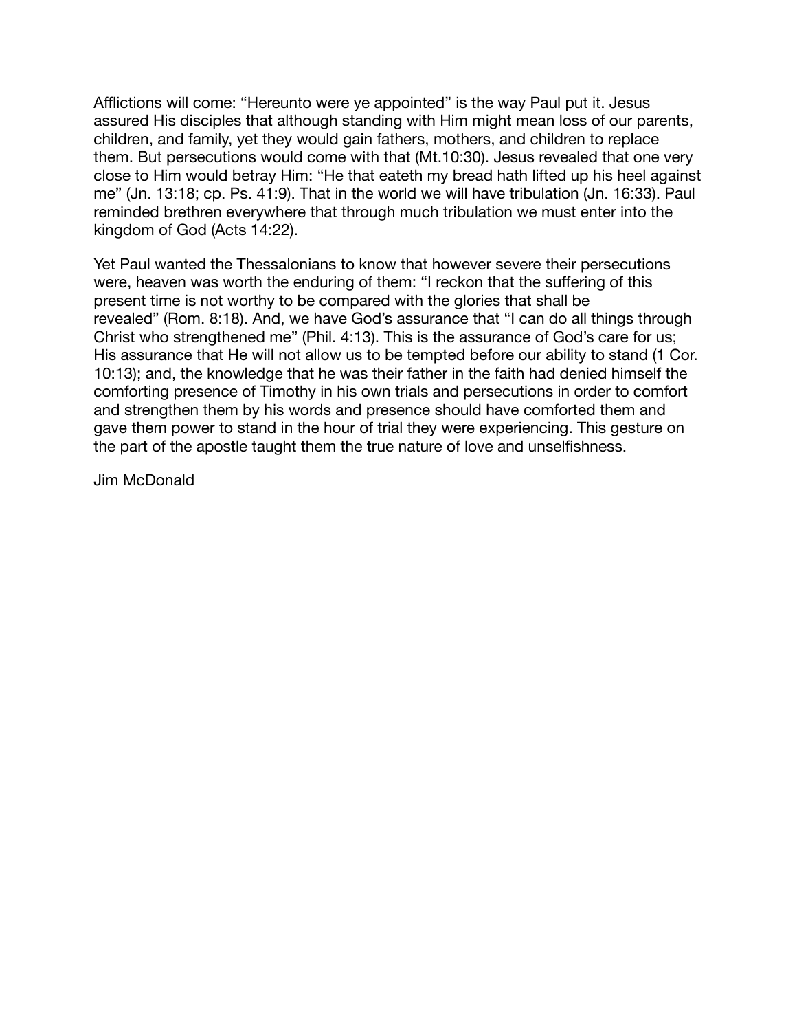Afflictions will come: "Hereunto were ye appointed" is the way Paul put it. Jesus assured His disciples that although standing with Him might mean loss of our parents, children, and family, yet they would gain fathers, mothers, and children to replace them. But persecutions would come with that (Mt.10:30). Jesus revealed that one very close to Him would betray Him: "He that eateth my bread hath lifted up his heel against me" (Jn. 13:18; cp. Ps. 41:9). That in the world we will have tribulation (Jn. 16:33). Paul reminded brethren everywhere that through much tribulation we must enter into the kingdom of God (Acts 14:22).

Yet Paul wanted the Thessalonians to know that however severe their persecutions were, heaven was worth the enduring of them: "I reckon that the suffering of this present time is not worthy to be compared with the glories that shall be revealed" (Rom. 8:18). And, we have God's assurance that "I can do all things through Christ who strengthened me" (Phil. 4:13). This is the assurance of God's care for us; His assurance that He will not allow us to be tempted before our ability to stand (1 Cor. 10:13); and, the knowledge that he was their father in the faith had denied himself the comforting presence of Timothy in his own trials and persecutions in order to comfort and strengthen them by his words and presence should have comforted them and gave them power to stand in the hour of trial they were experiencing. This gesture on the part of the apostle taught them the true nature of love and unselfishness.

Jim McDonald